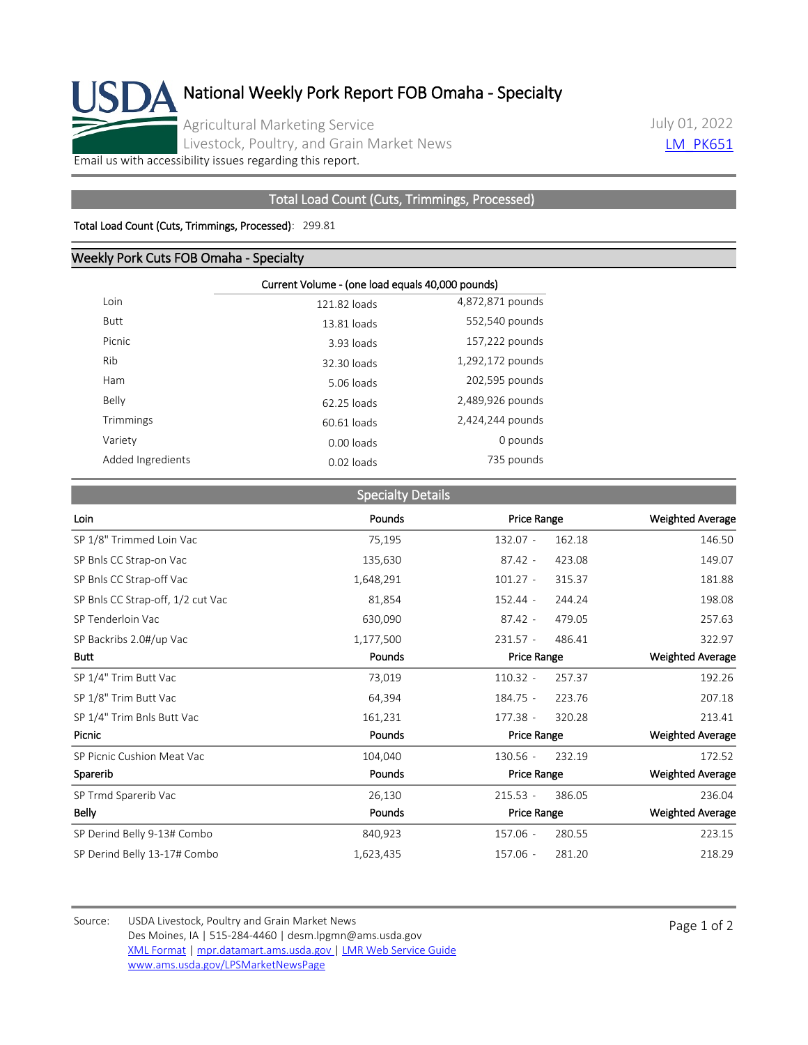# National Weekly Pork Report FOB Omaha - Specialty

Agricultural Marketing Service
Livestock, Poultry, and Grain Market News

July 01, 2022
LM_PK651

Email us with accessibility issues regarding this report.

## Total Load Count (Cuts, Trimmings, Processed)

**Total Load Count (Cuts, Trimmings, Processed)**: 299.81

## Weekly Pork Cuts FOB Omaha - Specialty

| | Current Volume - (one load equals 40,000 pounds) | |
|---|---|---|
| Loin | 121.82 loads | 4,872,871 pounds |
| Butt | 13.81 loads | 552,540 pounds |
| Picnic | 3.93 loads | 157,222 pounds |
| Rib | 32.30 loads | 1,292,172 pounds |
| Ham | 5.06 loads | 202,595 pounds |
| Belly | 62.25 loads | 2,489,926 pounds |
| Trimmings | 60.61 loads | 2,424,244 pounds |
| Variety | 0.00 loads | 0 pounds |
| Added Ingredients | 0.02 loads | 735 pounds |

## Specialty Details

| Loin | Pounds | Price Range | Weighted Average |
|---|---|---|---|
| SP 1/8" Trimmed Loin Vac | 75,195 | 132.07 - 162.18 | 146.50 |
| SP Bnls CC Strap-on Vac | 135,630 | 87.42 - 423.08 | 149.07 |
| SP Bnls CC Strap-off Vac | 1,648,291 | 101.27 - 315.37 | 181.88 |
| SP Bnls CC Strap-off, 1/2 cut Vac | 81,854 | 152.44 - 244.24 | 198.08 |
| SP Tenderloin Vac | 630,090 | 87.42 - 479.05 | 257.63 |
| SP Backribs 2.0#/up Vac | 1,177,500 | 231.57 - 486.41 | 322.97 |
| **Butt** | **Pounds** | **Price Range** | **Weighted Average** |
| SP 1/4" Trim Butt Vac | 73,019 | 110.32 - 257.37 | 192.26 |
| SP 1/8" Trim Butt Vac | 64,394 | 184.75 - 223.76 | 207.18 |
| SP 1/4" Trim Bnls Butt Vac | 161,231 | 177.38 - 320.28 | 213.41 |
| **Picnic** | **Pounds** | **Price Range** | **Weighted Average** |
| SP Picnic Cushion Meat Vac | 104,040 | 130.56 - 232.19 | 172.52 |
| **Sparerib** | **Pounds** | **Price Range** | **Weighted Average** |
| SP Trmd Sparerib Vac | 26,130 | 215.53 - 386.05 | 236.04 |
| **Belly** | **Pounds** | **Price Range** | **Weighted Average** |
| SP Derind Belly 9-13# Combo | 840,923 | 157.06 - 280.55 | 223.15 |
| SP Derind Belly 13-17# Combo | 1,623,435 | 157.06 - 281.20 | 218.29 |

Source: USDA Livestock, Poultry and Grain Market News
Des Moines, IA | 515-284-4460 | desm.lpgmn@ams.usda.gov
XML Format | mpr.datamart.ams.usda.gov | LMR Web Service Guide
www.ams.usda.gov/LPSMarketNewsPage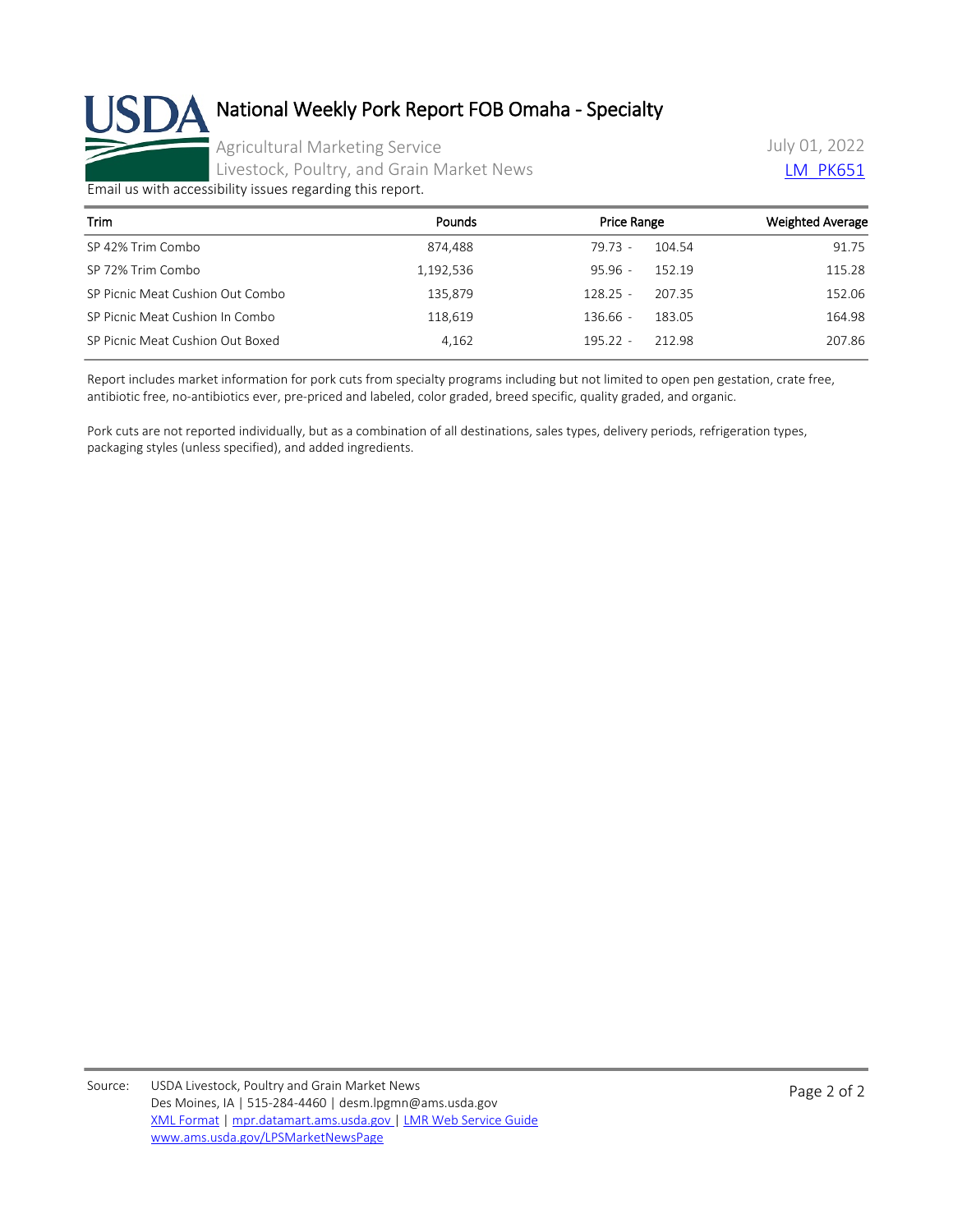# National Weekly Pork Report FOB Omaha - Specialty

Agricultural Marketing Service
Livestock, Poultry, and Grain Market News

July 01, 2022
LM_PK651

Email us with accessibility issues regarding this report.

| Trim | Pounds | Price Range | Weighted Average |
|---|---|---|---|
| SP 42% Trim Combo | 874,488 | 79.73 - 104.54 | 91.75 |
| SP 72% Trim Combo | 1,192,536 | 95.96 - 152.19 | 115.28 |
| SP Picnic Meat Cushion Out Combo | 135,879 | 128.25 - 207.35 | 152.06 |
| SP Picnic Meat Cushion In Combo | 118,619 | 136.66 - 183.05 | 164.98 |
| SP Picnic Meat Cushion Out Boxed | 4,162 | 195.22 - 212.98 | 207.86 |

Report includes market information for pork cuts from specialty programs including but not limited to open pen gestation, crate free, antibiotic free, no-antibiotics ever, pre-priced and labeled, color graded, breed specific, quality graded, and organic.

Pork cuts are not reported individually, but as a combination of all destinations, sales types, delivery periods, refrigeration types, packaging styles (unless specified), and added ingredients.

Source: USDA Livestock, Poultry and Grain Market News
Des Moines, IA | 515-284-4460 | desm.lpgmn@ams.usda.gov
XML Format | mpr.datamart.ams.usda.gov | LMR Web Service Guide
www.ams.usda.gov/LPSMarketNewsPage